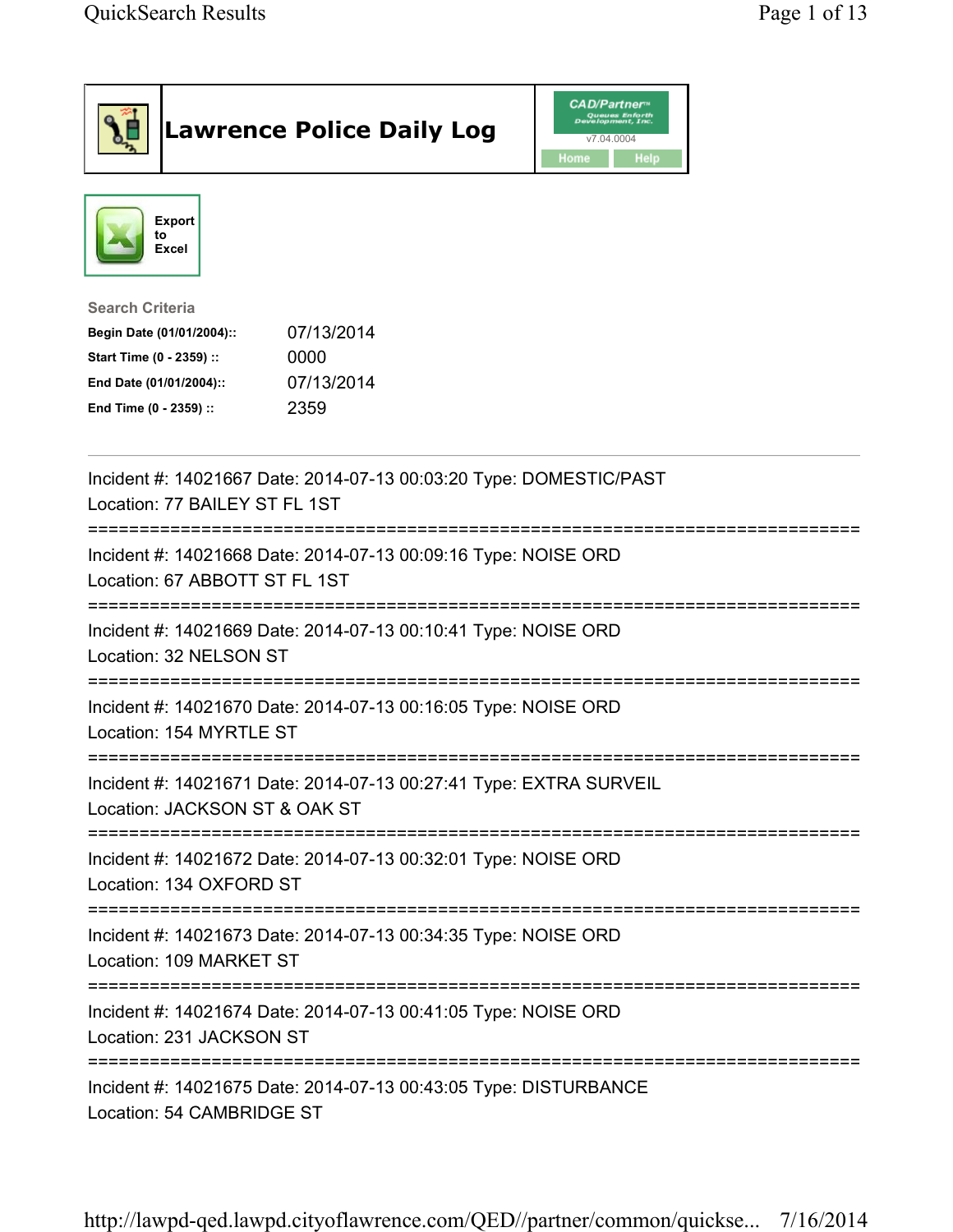# Lawrence Police Daily Log

Export to Excel

**Search Criteria**

| | |
|---|---|
| **Begin Date (01/01/2004)::** | 07/13/2014 |
| **Start Time (0 - 2359) ::** | 0000 |
| **End Date (01/01/2004)::** | 07/13/2014 |
| **End Time (0 - 2359) ::** | 2359 |

---

Incident #: 14021667 Date: 2014-07-13 00:03:20 Type: DOMESTIC/PAST
Location: 77 BAILEY ST FL 1ST

===========================================================================

Incident #: 14021668 Date: 2014-07-13 00:09:16 Type: NOISE ORD
Location: 67 ABBOTT ST FL 1ST

===========================================================================

Incident #: 14021669 Date: 2014-07-13 00:10:41 Type: NOISE ORD
Location: 32 NELSON ST

===========================================================================

Incident #: 14021670 Date: 2014-07-13 00:16:05 Type: NOISE ORD
Location: 154 MYRTLE ST

===========================================================================

Incident #: 14021671 Date: 2014-07-13 00:27:41 Type: EXTRA SURVEIL
Location: JACKSON ST & OAK ST

===========================================================================

Incident #: 14021672 Date: 2014-07-13 00:32:01 Type: NOISE ORD
Location: 134 OXFORD ST

===========================================================================

Incident #: 14021673 Date: 2014-07-13 00:34:35 Type: NOISE ORD
Location: 109 MARKET ST

===========================================================================

Incident #: 14021674 Date: 2014-07-13 00:41:05 Type: NOISE ORD
Location: 231 JACKSON ST

===========================================================================

Incident #: 14021675 Date: 2014-07-13 00:43:05 Type: DISTURBANCE
Location: 54 CAMBRIDGE ST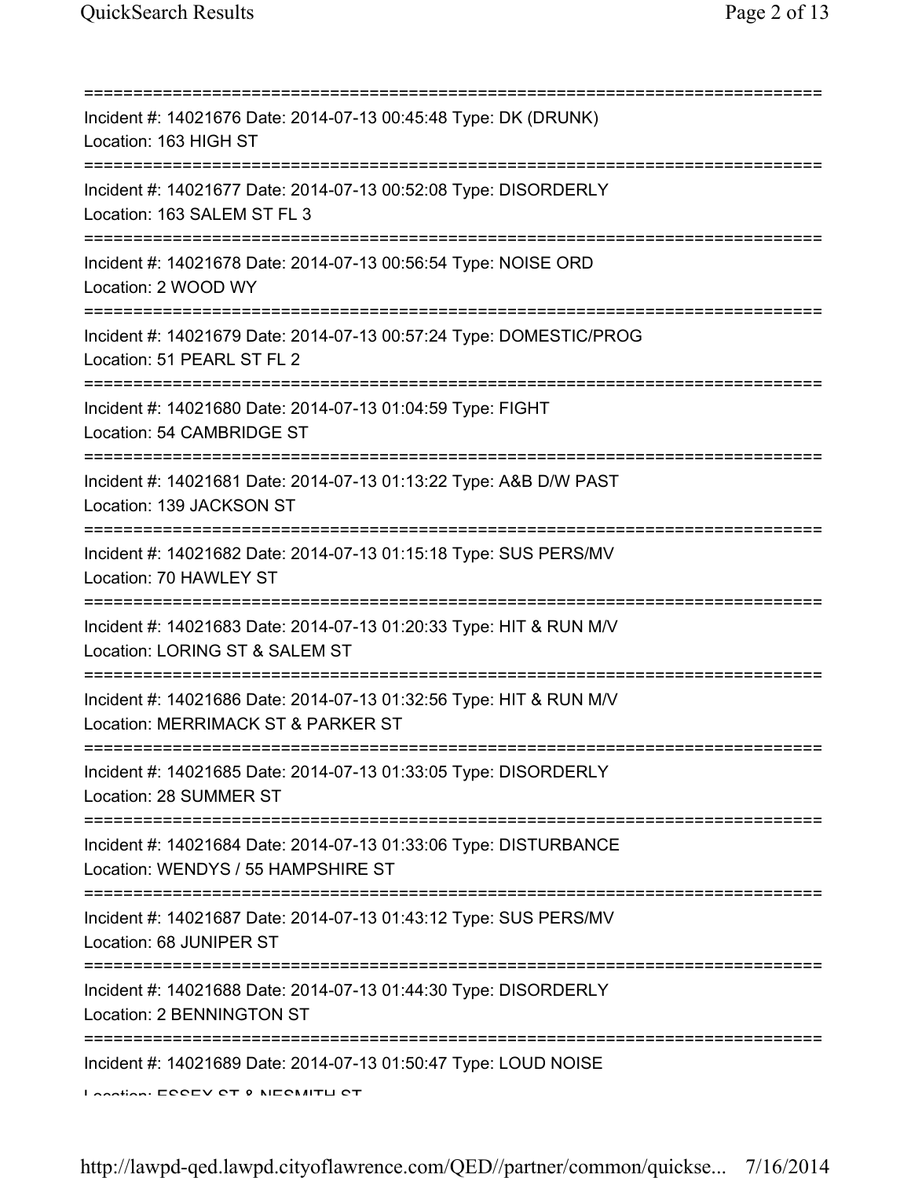===========================================================================

Incident #: 14021676 Date: 2014-07-13 00:45:48 Type: DK (DRUNK)
Location: 163 HIGH ST

===========================================================================

Incident #: 14021677 Date: 2014-07-13 00:52:08 Type: DISORDERLY
Location: 163 SALEM ST FL 3

===========================================================================

Incident #: 14021678 Date: 2014-07-13 00:56:54 Type: NOISE ORD
Location: 2 WOOD WY

===========================================================================

Incident #: 14021679 Date: 2014-07-13 00:57:24 Type: DOMESTIC/PROG
Location: 51 PEARL ST FL 2

===========================================================================

Incident #: 14021680 Date: 2014-07-13 01:04:59 Type: FIGHT
Location: 54 CAMBRIDGE ST

===========================================================================

Incident #: 14021681 Date: 2014-07-13 01:13:22 Type: A&B D/W PAST
Location: 139 JACKSON ST

===========================================================================

Incident #: 14021682 Date: 2014-07-13 01:15:18 Type: SUS PERS/MV
Location: 70 HAWLEY ST

===========================================================================

Incident #: 14021683 Date: 2014-07-13 01:20:33 Type: HIT & RUN M/V
Location: LORING ST & SALEM ST

===========================================================================

Incident #: 14021686 Date: 2014-07-13 01:32:56 Type: HIT & RUN M/V
Location: MERRIMACK ST & PARKER ST

===========================================================================

Incident #: 14021685 Date: 2014-07-13 01:33:05 Type: DISORDERLY
Location: 28 SUMMER ST

===========================================================================

Incident #: 14021684 Date: 2014-07-13 01:33:06 Type: DISTURBANCE
Location: WENDYS / 55 HAMPSHIRE ST

===========================================================================

Incident #: 14021687 Date: 2014-07-13 01:43:12 Type: SUS PERS/MV
Location: 68 JUNIPER ST

===========================================================================

Incident #: 14021688 Date: 2014-07-13 01:44:30 Type: DISORDERLY
Location: 2 BENNINGTON ST

===========================================================================

Incident #: 14021689 Date: 2014-07-13 01:50:47 Type: LOUD NOISE
Location: ESSEX ST & NESMITH ST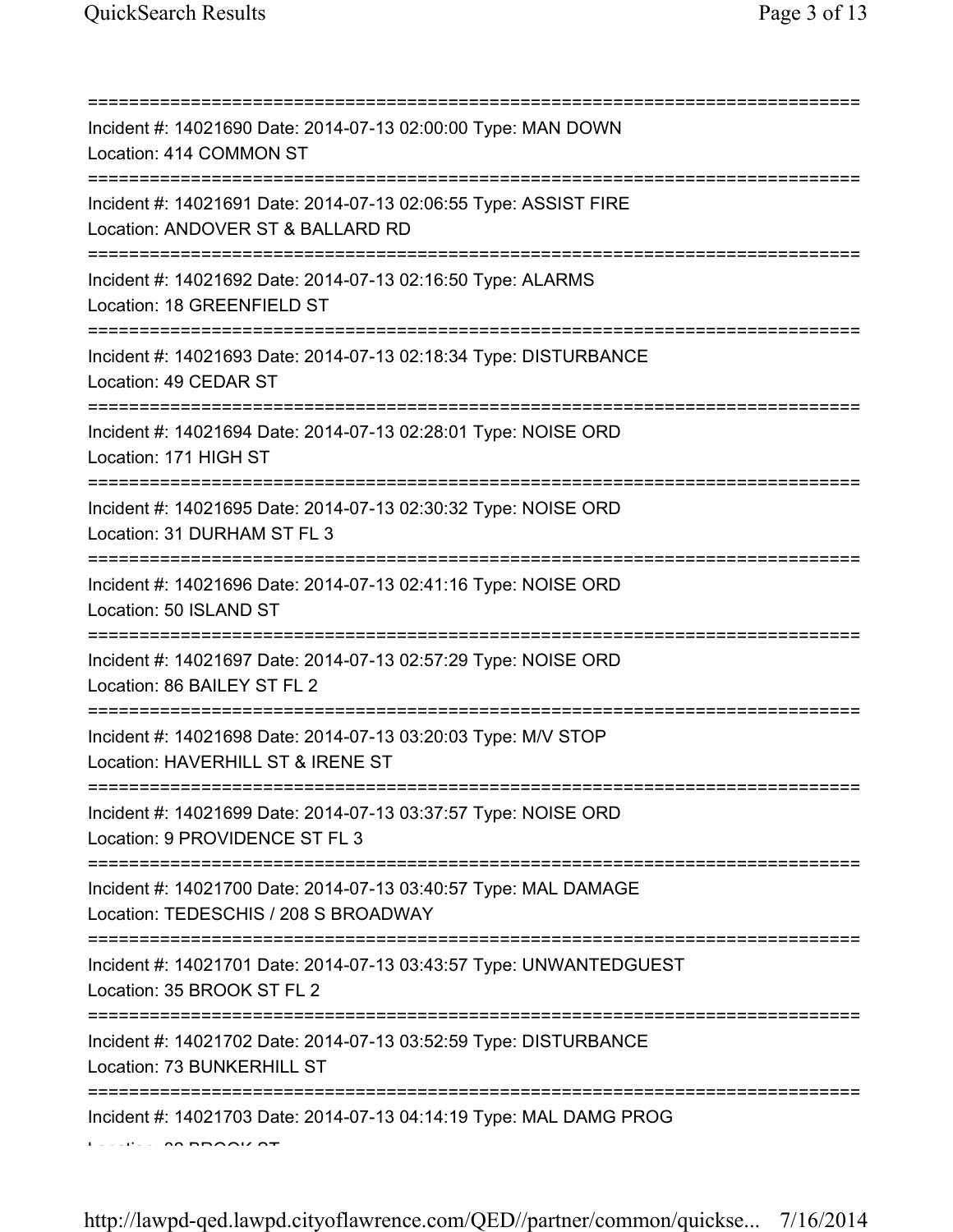Incident #: 14021690 Date: 2014-07-13 02:00:00 Type: MAN DOWN
Location: 414 COMMON ST

Incident #: 14021691 Date: 2014-07-13 02:06:55 Type: ASSIST FIRE
Location: ANDOVER ST & BALLARD RD

Incident #: 14021692 Date: 2014-07-13 02:16:50 Type: ALARMS
Location: 18 GREENFIELD ST

Incident #: 14021693 Date: 2014-07-13 02:18:34 Type: DISTURBANCE
Location: 49 CEDAR ST

Incident #: 14021694 Date: 2014-07-13 02:28:01 Type: NOISE ORD
Location: 171 HIGH ST

Incident #: 14021695 Date: 2014-07-13 02:30:32 Type: NOISE ORD
Location: 31 DURHAM ST FL 3

Incident #: 14021696 Date: 2014-07-13 02:41:16 Type: NOISE ORD
Location: 50 ISLAND ST

Incident #: 14021697 Date: 2014-07-13 02:57:29 Type: NOISE ORD
Location: 86 BAILEY ST FL 2

Incident #: 14021698 Date: 2014-07-13 03:20:03 Type: M/V STOP
Location: HAVERHILL ST & IRENE ST

Incident #: 14021699 Date: 2014-07-13 03:37:57 Type: NOISE ORD
Location: 9 PROVIDENCE ST FL 3

Incident #: 14021700 Date: 2014-07-13 03:40:57 Type: MAL DAMAGE
Location: TEDESCHIS / 208 S BROADWAY

Incident #: 14021701 Date: 2014-07-13 03:43:57 Type: UNWANTEDGUEST
Location: 35 BROOK ST FL 2

Incident #: 14021702 Date: 2014-07-13 03:52:59 Type: DISTURBANCE
Location: 73 BUNKERHILL ST

Incident #: 14021703 Date: 2014-07-13 04:14:19 Type: MAL DAMG PROG
Location: 38 BROOK ST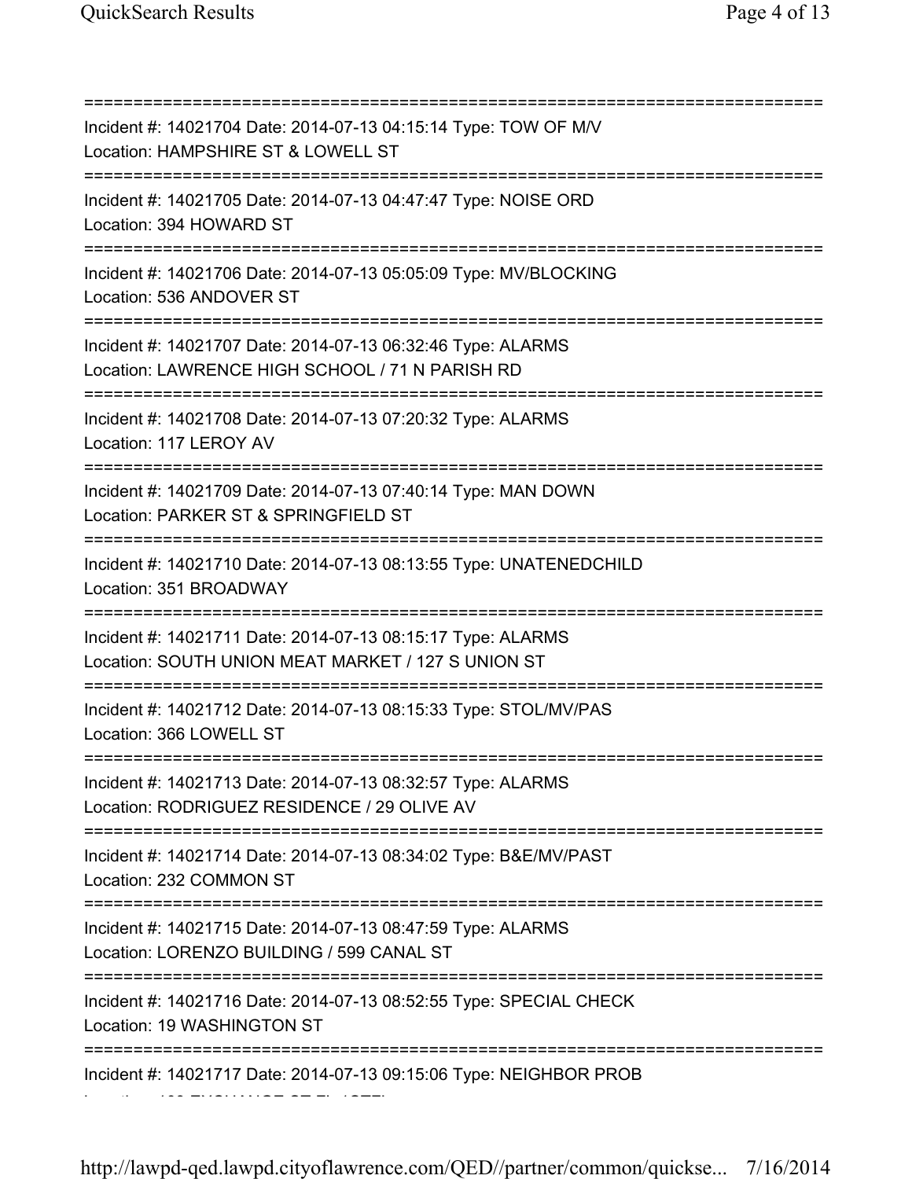==========================================================================

Incident #: 14021704 Date: 2014-07-13 04:15:14 Type: TOW OF M/V
Location: HAMPSHIRE ST & LOWELL ST

==========================================================================

Incident #: 14021705 Date: 2014-07-13 04:47:47 Type: NOISE ORD
Location: 394 HOWARD ST

==========================================================================

Incident #: 14021706 Date: 2014-07-13 05:05:09 Type: MV/BLOCKING
Location: 536 ANDOVER ST

==========================================================================

Incident #: 14021707 Date: 2014-07-13 06:32:46 Type: ALARMS
Location: LAWRENCE HIGH SCHOOL / 71 N PARISH RD

==========================================================================

Incident #: 14021708 Date: 2014-07-13 07:20:32 Type: ALARMS
Location: 117 LEROY AV

==========================================================================

Incident #: 14021709 Date: 2014-07-13 07:40:14 Type: MAN DOWN
Location: PARKER ST & SPRINGFIELD ST

==========================================================================

Incident #: 14021710 Date: 2014-07-13 08:13:55 Type: UNATENEDCHILD
Location: 351 BROADWAY

==========================================================================

Incident #: 14021711 Date: 2014-07-13 08:15:17 Type: ALARMS
Location: SOUTH UNION MEAT MARKET / 127 S UNION ST

==========================================================================

Incident #: 14021712 Date: 2014-07-13 08:15:33 Type: STOL/MV/PAS
Location: 366 LOWELL ST

==========================================================================

Incident #: 14021713 Date: 2014-07-13 08:32:57 Type: ALARMS
Location: RODRIGUEZ RESIDENCE / 29 OLIVE AV

==========================================================================

Incident #: 14021714 Date: 2014-07-13 08:34:02 Type: B&E/MV/PAST
Location: 232 COMMON ST

==========================================================================

Incident #: 14021715 Date: 2014-07-13 08:47:59 Type: ALARMS
Location: LORENZO BUILDING / 599 CANAL ST

==========================================================================

Incident #: 14021716 Date: 2014-07-13 08:52:55 Type: SPECIAL CHECK
Location: 19 WASHINGTON ST

==========================================================================

Incident #: 14021717 Date: 2014-07-13 09:15:06 Type: NEIGHBOR PROB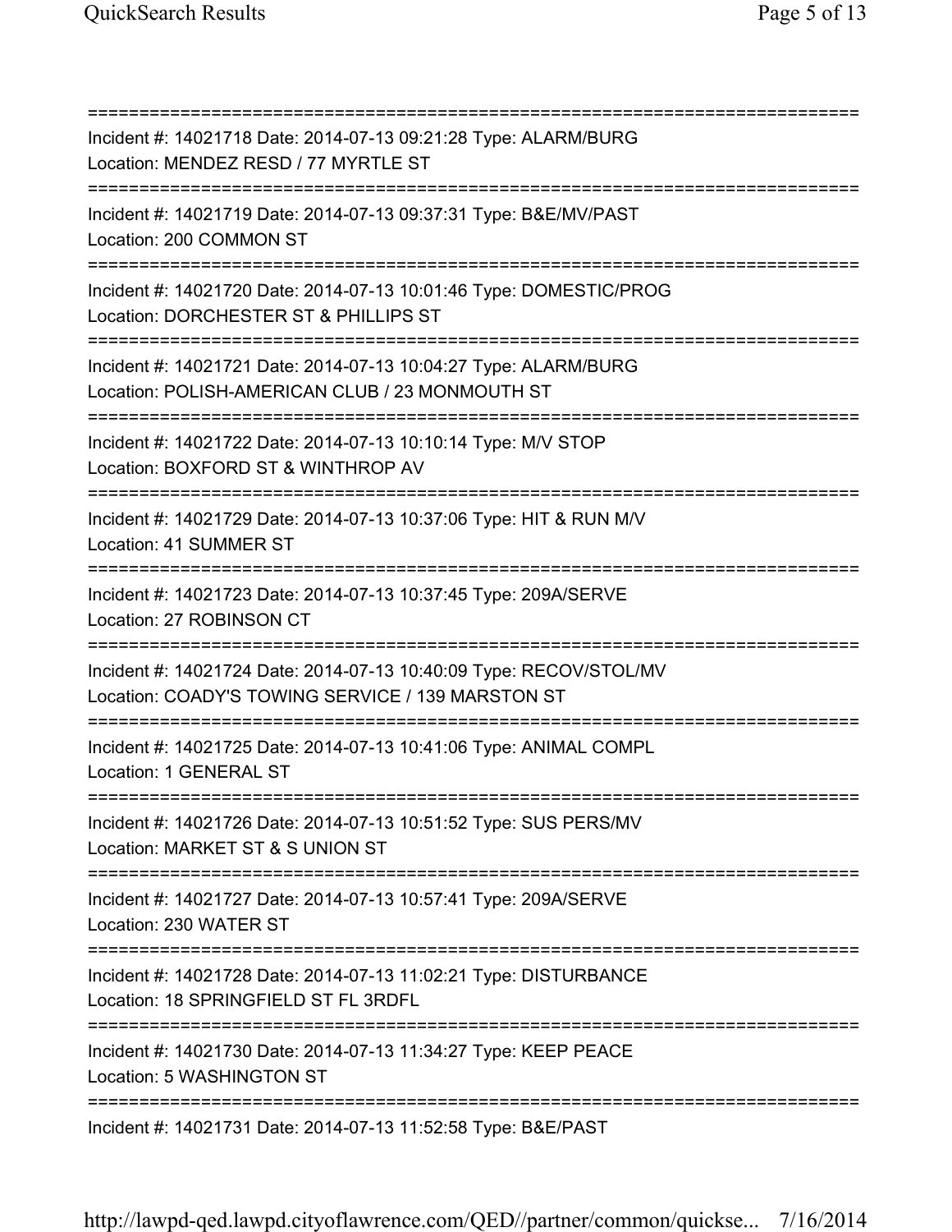==============================================================================
Incident #: 14021718 Date: 2014-07-13 09:21:28 Type: ALARM/BURG
Location: MENDEZ RESD / 77 MYRTLE ST
==============================================================================
Incident #: 14021719 Date: 2014-07-13 09:37:31 Type: B&E/MV/PAST
Location: 200 COMMON ST
==============================================================================
Incident #: 14021720 Date: 2014-07-13 10:01:46 Type: DOMESTIC/PROG
Location: DORCHESTER ST & PHILLIPS ST
==============================================================================
Incident #: 14021721 Date: 2014-07-13 10:04:27 Type: ALARM/BURG
Location: POLISH-AMERICAN CLUB / 23 MONMOUTH ST
==============================================================================
Incident #: 14021722 Date: 2014-07-13 10:10:14 Type: M/V STOP
Location: BOXFORD ST & WINTHROP AV
==============================================================================
Incident #: 14021729 Date: 2014-07-13 10:37:06 Type: HIT & RUN M/V
Location: 41 SUMMER ST
==============================================================================
Incident #: 14021723 Date: 2014-07-13 10:37:45 Type: 209A/SERVE
Location: 27 ROBINSON CT
==============================================================================
Incident #: 14021724 Date: 2014-07-13 10:40:09 Type: RECOV/STOL/MV
Location: COADY'S TOWING SERVICE / 139 MARSTON ST
==============================================================================
Incident #: 14021725 Date: 2014-07-13 10:41:06 Type: ANIMAL COMPL
Location: 1 GENERAL ST
==============================================================================
Incident #: 14021726 Date: 2014-07-13 10:51:52 Type: SUS PERS/MV
Location: MARKET ST & S UNION ST
==============================================================================
Incident #: 14021727 Date: 2014-07-13 10:57:41 Type: 209A/SERVE
Location: 230 WATER ST
==============================================================================
Incident #: 14021728 Date: 2014-07-13 11:02:21 Type: DISTURBANCE
Location: 18 SPRINGFIELD ST FL 3RDFL
==============================================================================
Incident #: 14021730 Date: 2014-07-13 11:34:27 Type: KEEP PEACE
Location: 5 WASHINGTON ST
==============================================================================
Incident #: 14021731 Date: 2014-07-13 11:52:58 Type: B&E/PAST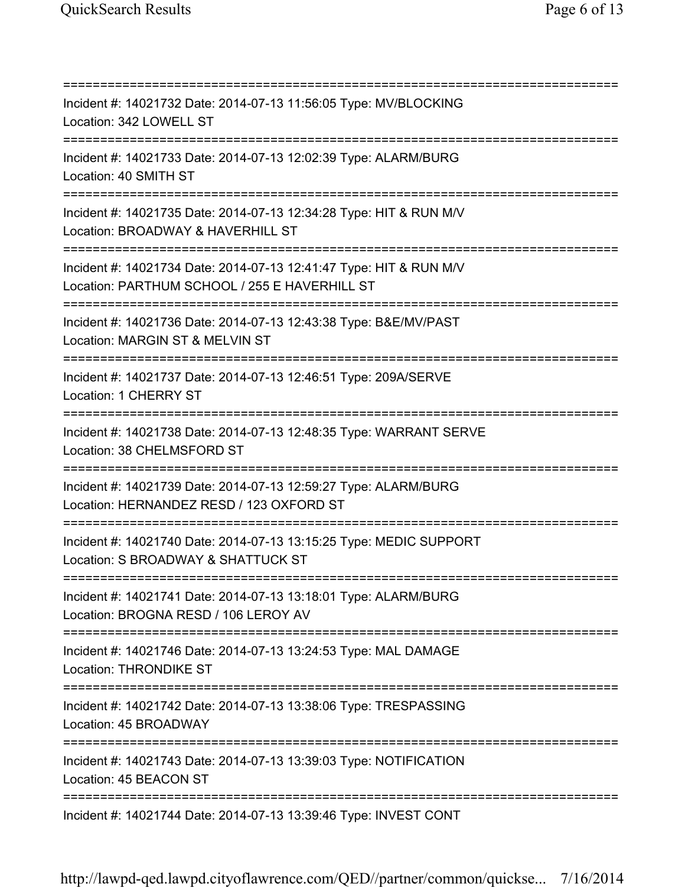===========================================================================
Incident #: 14021732 Date: 2014-07-13 11:56:05 Type: MV/BLOCKING
Location: 342 LOWELL ST
===========================================================================
Incident #: 14021733 Date: 2014-07-13 12:02:39 Type: ALARM/BURG
Location: 40 SMITH ST
===========================================================================
Incident #: 14021735 Date: 2014-07-13 12:34:28 Type: HIT & RUN M/V
Location: BROADWAY & HAVERHILL ST
===========================================================================
Incident #: 14021734 Date: 2014-07-13 12:41:47 Type: HIT & RUN M/V
Location: PARTHUM SCHOOL / 255 E HAVERHILL ST
===========================================================================
Incident #: 14021736 Date: 2014-07-13 12:43:38 Type: B&E/MV/PAST
Location: MARGIN ST & MELVIN ST
===========================================================================
Incident #: 14021737 Date: 2014-07-13 12:46:51 Type: 209A/SERVE
Location: 1 CHERRY ST
===========================================================================
Incident #: 14021738 Date: 2014-07-13 12:48:35 Type: WARRANT SERVE
Location: 38 CHELMSFORD ST
===========================================================================
Incident #: 14021739 Date: 2014-07-13 12:59:27 Type: ALARM/BURG
Location: HERNANDEZ RESD / 123 OXFORD ST
===========================================================================
Incident #: 14021740 Date: 2014-07-13 13:15:25 Type: MEDIC SUPPORT
Location: S BROADWAY & SHATTUCK ST
===========================================================================
Incident #: 14021741 Date: 2014-07-13 13:18:01 Type: ALARM/BURG
Location: BROGNA RESD / 106 LEROY AV
===========================================================================
Incident #: 14021746 Date: 2014-07-13 13:24:53 Type: MAL DAMAGE
Location: THRONDIKE ST
===========================================================================
Incident #: 14021742 Date: 2014-07-13 13:38:06 Type: TRESPASSING
Location: 45 BROADWAY
===========================================================================
Incident #: 14021743 Date: 2014-07-13 13:39:03 Type: NOTIFICATION
Location: 45 BEACON ST
===========================================================================
Incident #: 14021744 Date: 2014-07-13 13:39:46 Type: INVEST CONT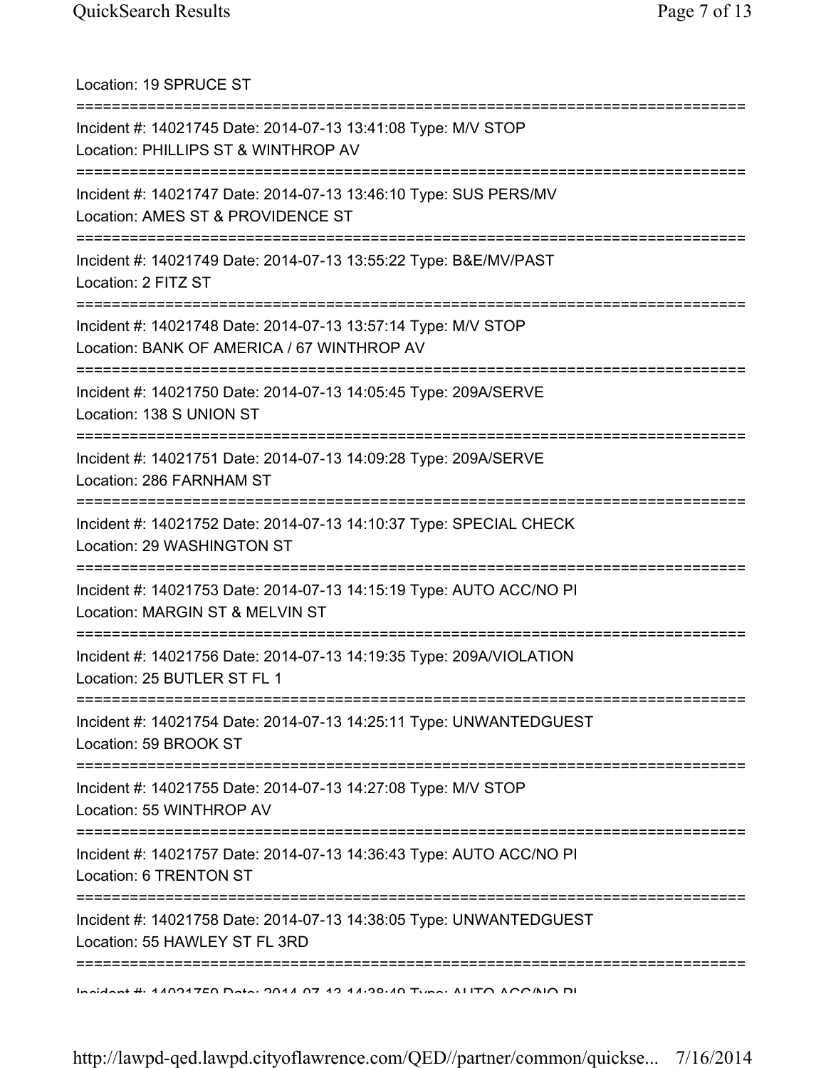Location: 19 SPRUCE ST

===========================================================================

Incident #: 14021745 Date: 2014-07-13 13:41:08 Type: M/V STOP

Location: PHILLIPS ST & WINTHROP AV

===========================================================================

Incident #: 14021747 Date: 2014-07-13 13:46:10 Type: SUS PERS/MV

Location: AMES ST & PROVIDENCE ST

===========================================================================

Incident #: 14021749 Date: 2014-07-13 13:55:22 Type: B&E/MV/PAST

Location: 2 FITZ ST

===========================================================================

Incident #: 14021748 Date: 2014-07-13 13:57:14 Type: M/V STOP

Location: BANK OF AMERICA / 67 WINTHROP AV

===========================================================================

Incident #: 14021750 Date: 2014-07-13 14:05:45 Type: 209A/SERVE

Location: 138 S UNION ST

===========================================================================

Incident #: 14021751 Date: 2014-07-13 14:09:28 Type: 209A/SERVE

Location: 286 FARNHAM ST

===========================================================================

Incident #: 14021752 Date: 2014-07-13 14:10:37 Type: SPECIAL CHECK

Location: 29 WASHINGTON ST

===========================================================================

Incident #: 14021753 Date: 2014-07-13 14:15:19 Type: AUTO ACC/NO PI

Location: MARGIN ST & MELVIN ST

===========================================================================

Incident #: 14021756 Date: 2014-07-13 14:19:35 Type: 209A/VIOLATION

Location: 25 BUTLER ST FL 1

===========================================================================

Incident #: 14021754 Date: 2014-07-13 14:25:11 Type: UNWANTEDGUEST

Location: 59 BROOK ST

===========================================================================

Incident #: 14021755 Date: 2014-07-13 14:27:08 Type: M/V STOP

Location: 55 WINTHROP AV

===========================================================================

Incident #: 14021757 Date: 2014-07-13 14:36:43 Type: AUTO ACC/NO PI

Location: 6 TRENTON ST

===========================================================================

Incident #: 14021758 Date: 2014-07-13 14:38:05 Type: UNWANTEDGUEST

Location: 55 HAWLEY ST FL 3RD

===========================================================================

Incident #: 14021759 Date: 2014-07-13 14:38:49 Type: AUTO ACC/NO PI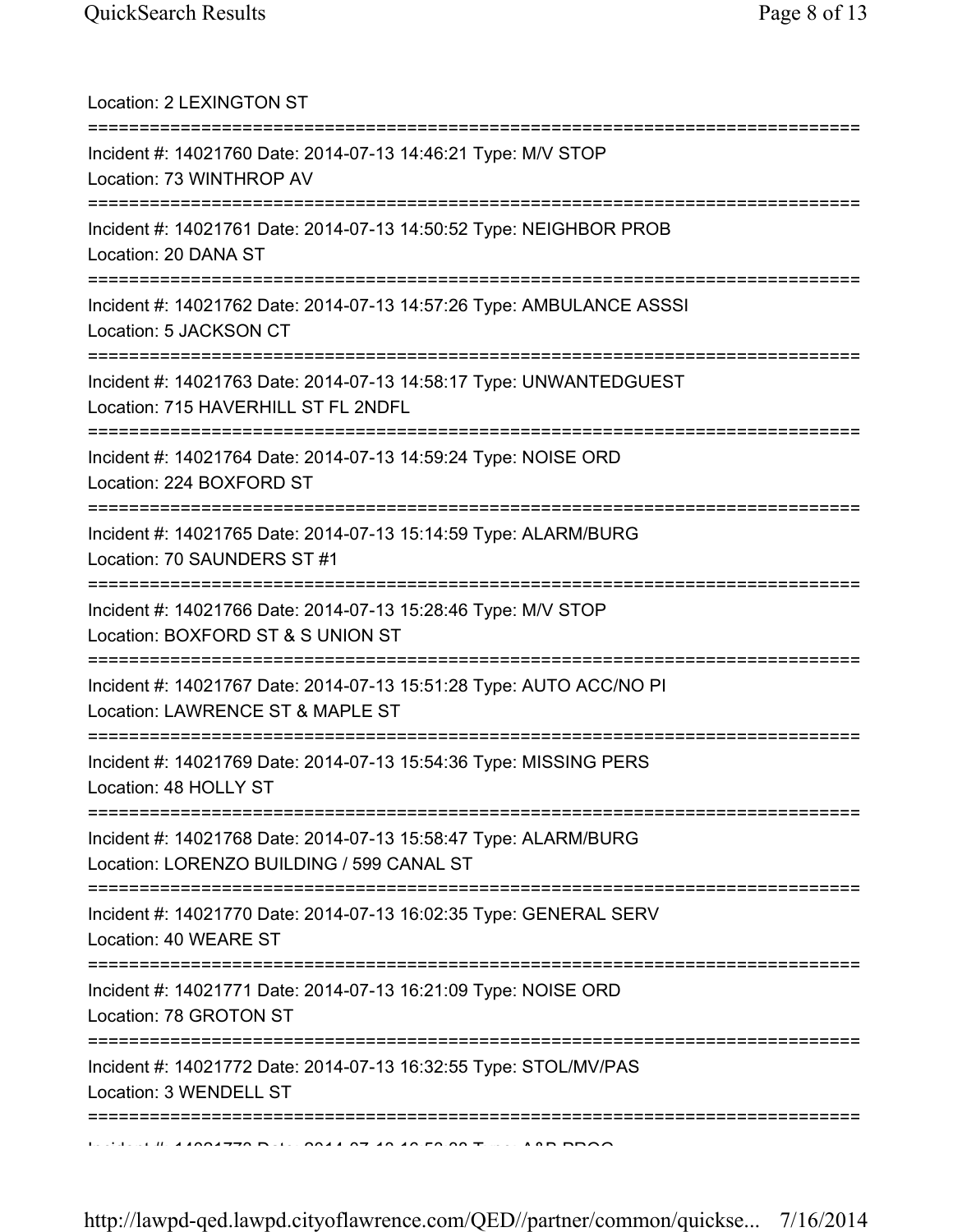Location: 2 LEXINGTON ST

===========================================================================

Incident #: 14021760 Date: 2014-07-13 14:46:21 Type: M/V STOP
Location: 73 WINTHROP AV

===========================================================================

Incident #: 14021761 Date: 2014-07-13 14:50:52 Type: NEIGHBOR PROB
Location: 20 DANA ST

===========================================================================

Incident #: 14021762 Date: 2014-07-13 14:57:26 Type: AMBULANCE ASSSI
Location: 5 JACKSON CT

===========================================================================

Incident #: 14021763 Date: 2014-07-13 14:58:17 Type: UNWANTEDGUEST
Location: 715 HAVERHILL ST FL 2NDFL

===========================================================================

Incident #: 14021764 Date: 2014-07-13 14:59:24 Type: NOISE ORD
Location: 224 BOXFORD ST

===========================================================================

Incident #: 14021765 Date: 2014-07-13 15:14:59 Type: ALARM/BURG
Location: 70 SAUNDERS ST #1

===========================================================================

Incident #: 14021766 Date: 2014-07-13 15:28:46 Type: M/V STOP
Location: BOXFORD ST & S UNION ST

===========================================================================

Incident #: 14021767 Date: 2014-07-13 15:51:28 Type: AUTO ACC/NO PI
Location: LAWRENCE ST & MAPLE ST

===========================================================================

Incident #: 14021769 Date: 2014-07-13 15:54:36 Type: MISSING PERS
Location: 48 HOLLY ST

===========================================================================

Incident #: 14021768 Date: 2014-07-13 15:58:47 Type: ALARM/BURG
Location: LORENZO BUILDING / 599 CANAL ST

===========================================================================

Incident #: 14021770 Date: 2014-07-13 16:02:35 Type: GENERAL SERV
Location: 40 WEARE ST

===========================================================================

Incident #: 14021771 Date: 2014-07-13 16:21:09 Type: NOISE ORD
Location: 78 GROTON ST

===========================================================================

Incident #: 14021772 Date: 2014-07-13 16:32:55 Type: STOL/MV/PAS
Location: 3 WENDELL ST

===========================================================================

Incident #: 14021773 Date: 2014-07-13 16:53:08 Type: A&B PROG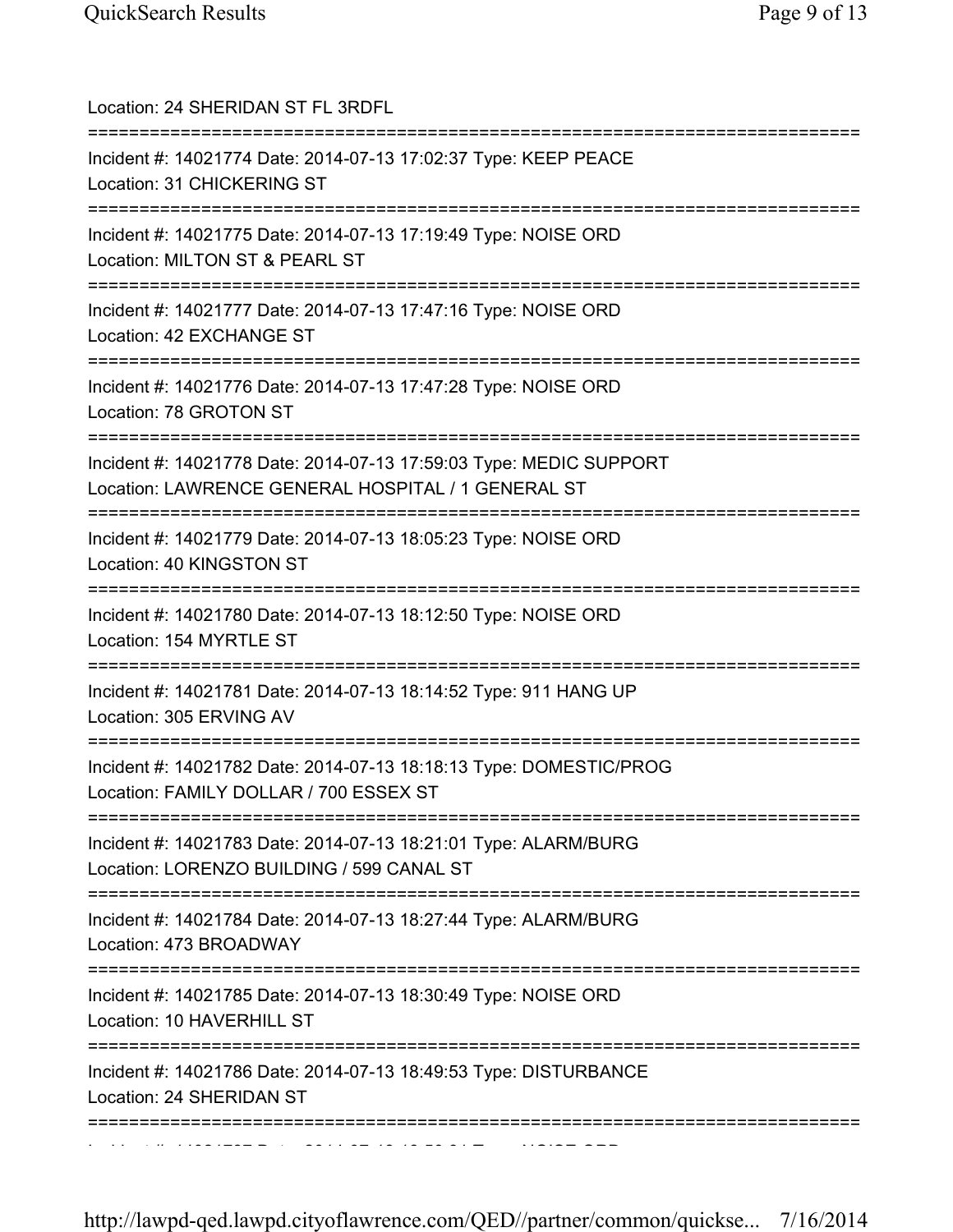Location: 24 SHERIDAN ST FL 3RDFL

===========================================================================

Incident #: 14021774 Date: 2014-07-13 17:02:37 Type: KEEP PEACE
Location: 31 CHICKERING ST

===========================================================================

Incident #: 14021775 Date: 2014-07-13 17:19:49 Type: NOISE ORD
Location: MILTON ST & PEARL ST

===========================================================================

Incident #: 14021777 Date: 2014-07-13 17:47:16 Type: NOISE ORD
Location: 42 EXCHANGE ST

===========================================================================

Incident #: 14021776 Date: 2014-07-13 17:47:28 Type: NOISE ORD
Location: 78 GROTON ST

===========================================================================

Incident #: 14021778 Date: 2014-07-13 17:59:03 Type: MEDIC SUPPORT
Location: LAWRENCE GENERAL HOSPITAL / 1 GENERAL ST

===========================================================================

Incident #: 14021779 Date: 2014-07-13 18:05:23 Type: NOISE ORD
Location: 40 KINGSTON ST

===========================================================================

Incident #: 14021780 Date: 2014-07-13 18:12:50 Type: NOISE ORD
Location: 154 MYRTLE ST

===========================================================================

Incident #: 14021781 Date: 2014-07-13 18:14:52 Type: 911 HANG UP
Location: 305 ERVING AV

===========================================================================

Incident #: 14021782 Date: 2014-07-13 18:18:13 Type: DOMESTIC/PROG
Location: FAMILY DOLLAR / 700 ESSEX ST

===========================================================================

Incident #: 14021783 Date: 2014-07-13 18:21:01 Type: ALARM/BURG
Location: LORENZO BUILDING / 599 CANAL ST

===========================================================================

Incident #: 14021784 Date: 2014-07-13 18:27:44 Type: ALARM/BURG
Location: 473 BROADWAY

===========================================================================

Incident #: 14021785 Date: 2014-07-13 18:30:49 Type: NOISE ORD
Location: 10 HAVERHILL ST

===========================================================================

Incident #: 14021786 Date: 2014-07-13 18:49:53 Type: DISTURBANCE
Location: 24 SHERIDAN ST

===========================================================================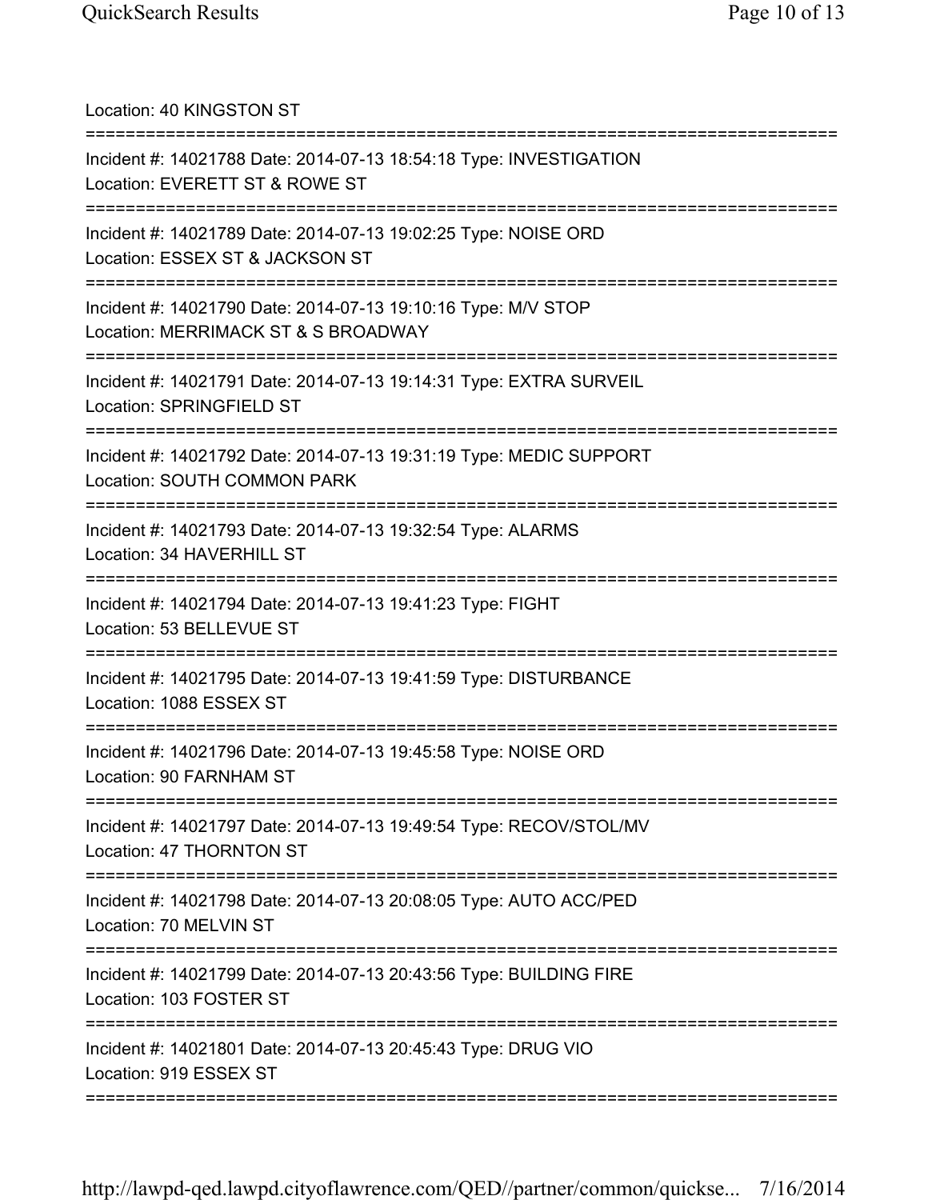Location: 40 KINGSTON ST

===========================================================================

Incident #: 14021788 Date: 2014-07-13 18:54:18 Type: INVESTIGATION
Location: EVERETT ST & ROWE ST

===========================================================================

Incident #: 14021789 Date: 2014-07-13 19:02:25 Type: NOISE ORD
Location: ESSEX ST & JACKSON ST

===========================================================================

Incident #: 14021790 Date: 2014-07-13 19:10:16 Type: M/V STOP
Location: MERRIMACK ST & S BROADWAY

===========================================================================

Incident #: 14021791 Date: 2014-07-13 19:14:31 Type: EXTRA SURVEIL
Location: SPRINGFIELD ST

===========================================================================

Incident #: 14021792 Date: 2014-07-13 19:31:19 Type: MEDIC SUPPORT
Location: SOUTH COMMON PARK

===========================================================================

Incident #: 14021793 Date: 2014-07-13 19:32:54 Type: ALARMS
Location: 34 HAVERHILL ST

===========================================================================

Incident #: 14021794 Date: 2014-07-13 19:41:23 Type: FIGHT
Location: 53 BELLEVUE ST

===========================================================================

Incident #: 14021795 Date: 2014-07-13 19:41:59 Type: DISTURBANCE
Location: 1088 ESSEX ST

===========================================================================

Incident #: 14021796 Date: 2014-07-13 19:45:58 Type: NOISE ORD
Location: 90 FARNHAM ST

===========================================================================

Incident #: 14021797 Date: 2014-07-13 19:49:54 Type: RECOV/STOL/MV
Location: 47 THORNTON ST

===========================================================================

Incident #: 14021798 Date: 2014-07-13 20:08:05 Type: AUTO ACC/PED
Location: 70 MELVIN ST

===========================================================================

Incident #: 14021799 Date: 2014-07-13 20:43:56 Type: BUILDING FIRE
Location: 103 FOSTER ST

===========================================================================

Incident #: 14021801 Date: 2014-07-13 20:45:43 Type: DRUG VIO
Location: 919 ESSEX ST

===========================================================================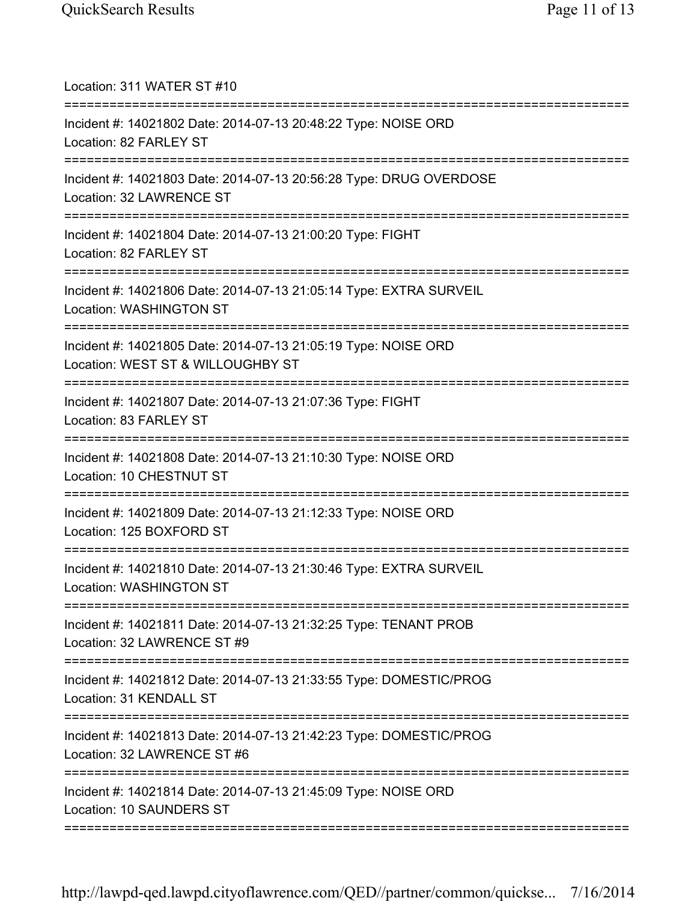Location: 311 WATER ST #10

===========================================================================

Incident #: 14021802 Date: 2014-07-13 20:48:22 Type: NOISE ORD
Location: 82 FARLEY ST

===========================================================================

Incident #: 14021803 Date: 2014-07-13 20:56:28 Type: DRUG OVERDOSE
Location: 32 LAWRENCE ST

===========================================================================

Incident #: 14021804 Date: 2014-07-13 21:00:20 Type: FIGHT
Location: 82 FARLEY ST

===========================================================================

Incident #: 14021806 Date: 2014-07-13 21:05:14 Type: EXTRA SURVEIL
Location: WASHINGTON ST

===========================================================================

Incident #: 14021805 Date: 2014-07-13 21:05:19 Type: NOISE ORD
Location: WEST ST & WILLOUGHBY ST

===========================================================================

Incident #: 14021807 Date: 2014-07-13 21:07:36 Type: FIGHT
Location: 83 FARLEY ST

===========================================================================

Incident #: 14021808 Date: 2014-07-13 21:10:30 Type: NOISE ORD
Location: 10 CHESTNUT ST

===========================================================================

Incident #: 14021809 Date: 2014-07-13 21:12:33 Type: NOISE ORD
Location: 125 BOXFORD ST

===========================================================================

Incident #: 14021810 Date: 2014-07-13 21:30:46 Type: EXTRA SURVEIL
Location: WASHINGTON ST

===========================================================================

Incident #: 14021811 Date: 2014-07-13 21:32:25 Type: TENANT PROB
Location: 32 LAWRENCE ST #9

===========================================================================

Incident #: 14021812 Date: 2014-07-13 21:33:55 Type: DOMESTIC/PROG
Location: 31 KENDALL ST

===========================================================================

Incident #: 14021813 Date: 2014-07-13 21:42:23 Type: DOMESTIC/PROG
Location: 32 LAWRENCE ST #6

===========================================================================

Incident #: 14021814 Date: 2014-07-13 21:45:09 Type: NOISE ORD
Location: 10 SAUNDERS ST

===========================================================================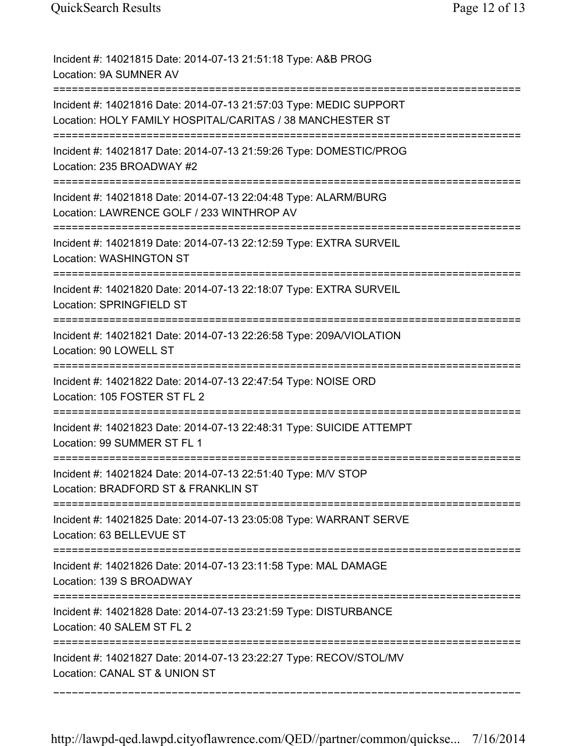Incident #: 14021815 Date: 2014-07-13 21:51:18 Type: A&B PROG
Location: 9A SUMNER AV

===========================================================================

Incident #: 14021816 Date: 2014-07-13 21:57:03 Type: MEDIC SUPPORT
Location: HOLY FAMILY HOSPITAL/CARITAS / 38 MANCHESTER ST

===========================================================================

Incident #: 14021817 Date: 2014-07-13 21:59:26 Type: DOMESTIC/PROG
Location: 235 BROADWAY #2

===========================================================================

Incident #: 14021818 Date: 2014-07-13 22:04:48 Type: ALARM/BURG
Location: LAWRENCE GOLF / 233 WINTHROP AV

===========================================================================

Incident #: 14021819 Date: 2014-07-13 22:12:59 Type: EXTRA SURVEIL
Location: WASHINGTON ST

===========================================================================

Incident #: 14021820 Date: 2014-07-13 22:18:07 Type: EXTRA SURVEIL
Location: SPRINGFIELD ST

===========================================================================

Incident #: 14021821 Date: 2014-07-13 22:26:58 Type: 209A/VIOLATION
Location: 90 LOWELL ST

===========================================================================

Incident #: 14021822 Date: 2014-07-13 22:47:54 Type: NOISE ORD
Location: 105 FOSTER ST FL 2

===========================================================================

Incident #: 14021823 Date: 2014-07-13 22:48:31 Type: SUICIDE ATTEMPT
Location: 99 SUMMER ST FL 1

===========================================================================

Incident #: 14021824 Date: 2014-07-13 22:51:40 Type: M/V STOP
Location: BRADFORD ST & FRANKLIN ST

===========================================================================

Incident #: 14021825 Date: 2014-07-13 23:05:08 Type: WARRANT SERVE
Location: 63 BELLEVUE ST

===========================================================================

Incident #: 14021826 Date: 2014-07-13 23:11:58 Type: MAL DAMAGE
Location: 139 S BROADWAY

===========================================================================

Incident #: 14021828 Date: 2014-07-13 23:21:59 Type: DISTURBANCE
Location: 40 SALEM ST FL 2

===========================================================================

Incident #: 14021827 Date: 2014-07-13 23:22:27 Type: RECOV/STOL/MV
Location: CANAL ST & UNION ST

---------------------------------------------------------------------------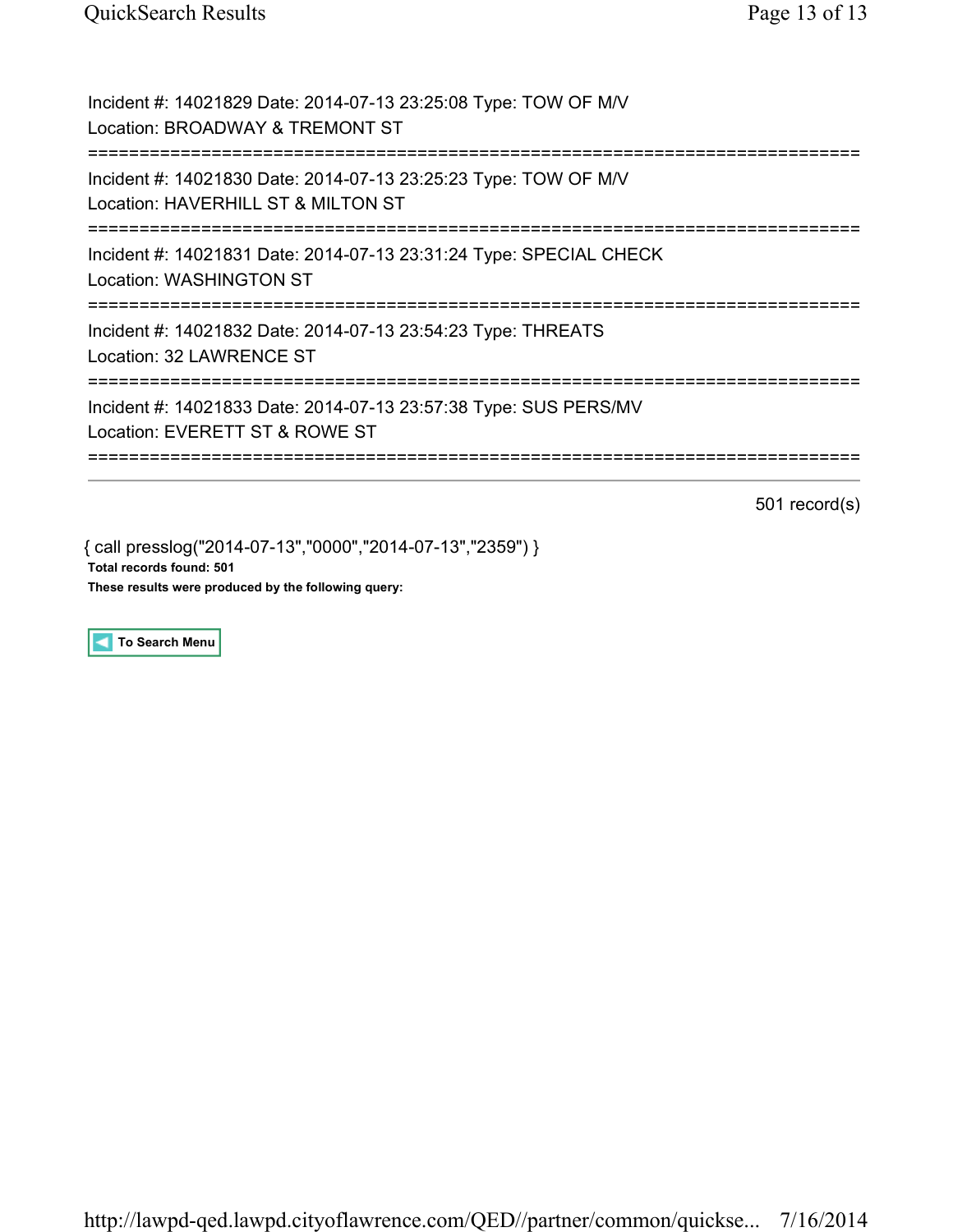Incident #: 14021829 Date: 2014-07-13 23:25:08 Type: TOW OF M/V
Location: BROADWAY & TREMONT ST

===========================================================================

Incident #: 14021830 Date: 2014-07-13 23:25:23 Type: TOW OF M/V
Location: HAVERHILL ST & MILTON ST

===========================================================================

Incident #: 14021831 Date: 2014-07-13 23:31:24 Type: SPECIAL CHECK
Location: WASHINGTON ST

===========================================================================

Incident #: 14021832 Date: 2014-07-13 23:54:23 Type: THREATS
Location: 32 LAWRENCE ST

===========================================================================

Incident #: 14021833 Date: 2014-07-13 23:57:38 Type: SUS PERS/MV
Location: EVERETT ST & ROWE ST

===========================================================================

501 record(s)

{ call presslog("2014-07-13","0000","2014-07-13","2359") }

**Total records found: 501**

**These results were produced by the following query:**

To Search Menu